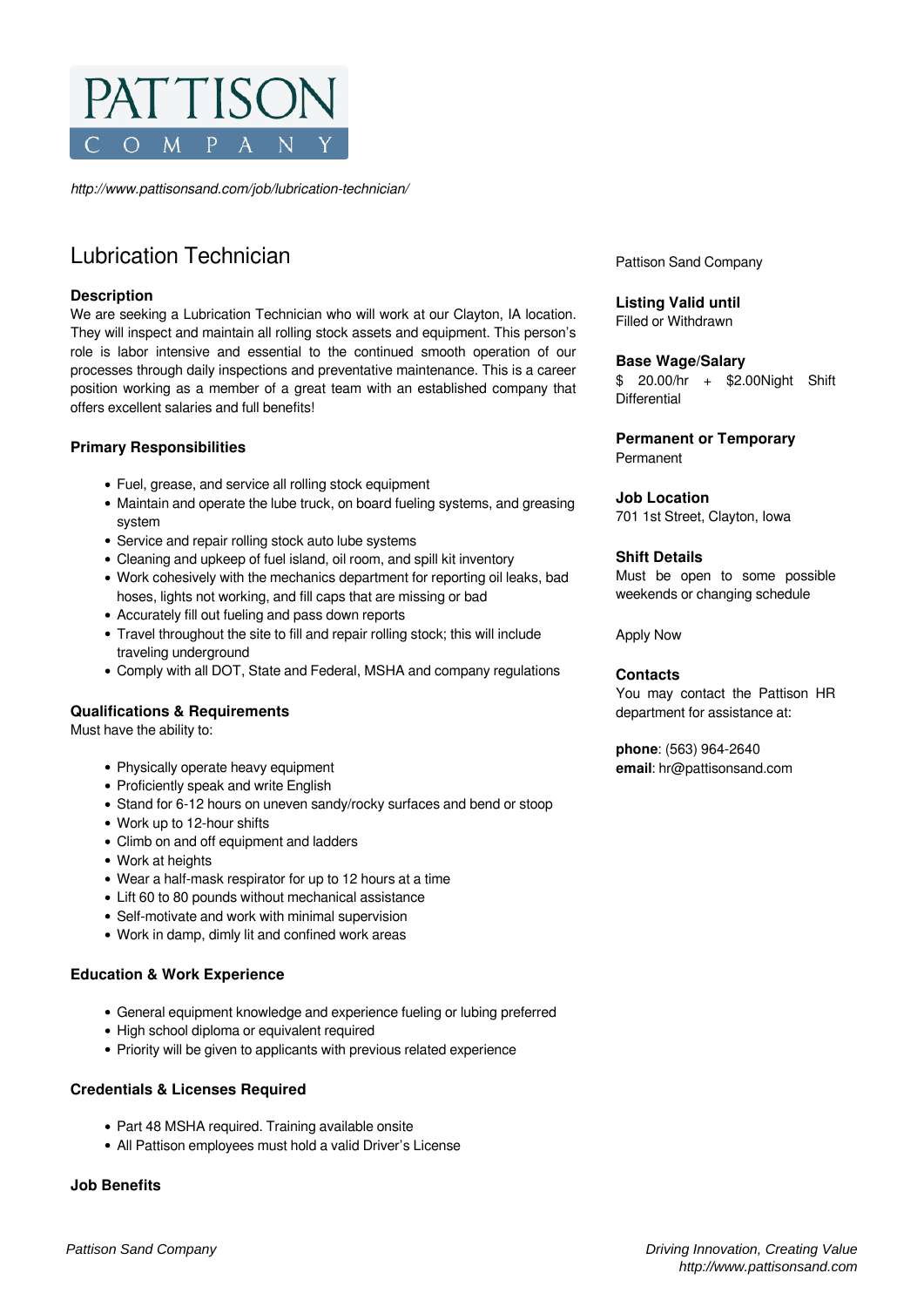PATTISON COMPANY

*http://www.pattisonsand.com/job/lubrication-technician/*

# Lubrication Technician

### Description

We are seeking a Lubrication Technician who will work at our Clayton, IA location. They will inspect and maintain all rolling stock assets and equipment. This person's role is labor intensive and essential to the continued smooth operation of our processes through daily inspections and preventative maintenance. This is a career position working as a member of a great team with an established company that offers excellent salaries and full benefits!

### Primary Responsibilities

- Fuel, grease, and service all rolling stock equipment
- Maintain and operate the lube truck, on board fueling systems, and greasing system
- Service and repair rolling stock auto lube systems
- Cleaning and upkeep of fuel island, oil room, and spill kit inventory
- Work cohesively with the mechanics department for reporting oil leaks, bad hoses, lights not working, and fill caps that are missing or bad
- Accurately fill out fueling and pass down reports
- Travel throughout the site to fill and repair rolling stock; this will include traveling underground
- Comply with all DOT, State and Federal, MSHA and company regulations

### Qualifications & Requirements

Must have the ability to:

- Physically operate heavy equipment
- Proficiently speak and write English
- Stand for 6-12 hours on uneven sandy/rocky surfaces and bend or stoop
- Work up to 12-hour shifts
- Climb on and off equipment and ladders
- Work at heights
- Wear a half-mask respirator for up to 12 hours at a time
- Lift 60 to 80 pounds without mechanical assistance
- Self-motivate and work with minimal supervision
- Work in damp, dimly lit and confined work areas

### Education & Work Experience

- General equipment knowledge and experience fueling or lubing preferred
- High school diploma or equivalent required
- Priority will be given to applicants with previous related experience

### Credentials & Licenses Required

- Part 48 MSHA required. Training available onsite
- All Pattison employees must hold a valid Driver's License

### Job Benefits

Pattison Sand Company

**Listing Valid until**
Filled or Withdrawn

**Base Wage/Salary**
$ 20.00/hr + $2.00Night Shift Differential

**Permanent or Temporary**
Permanent

**Job Location**
701 1st Street, Clayton, Iowa

**Shift Details**
Must be open to some possible weekends or changing schedule

Apply Now

**Contacts**
You may contact the Pattison HR department for assistance at:

**phone**: (563) 964-2640
**email**: hr@pattisonsand.com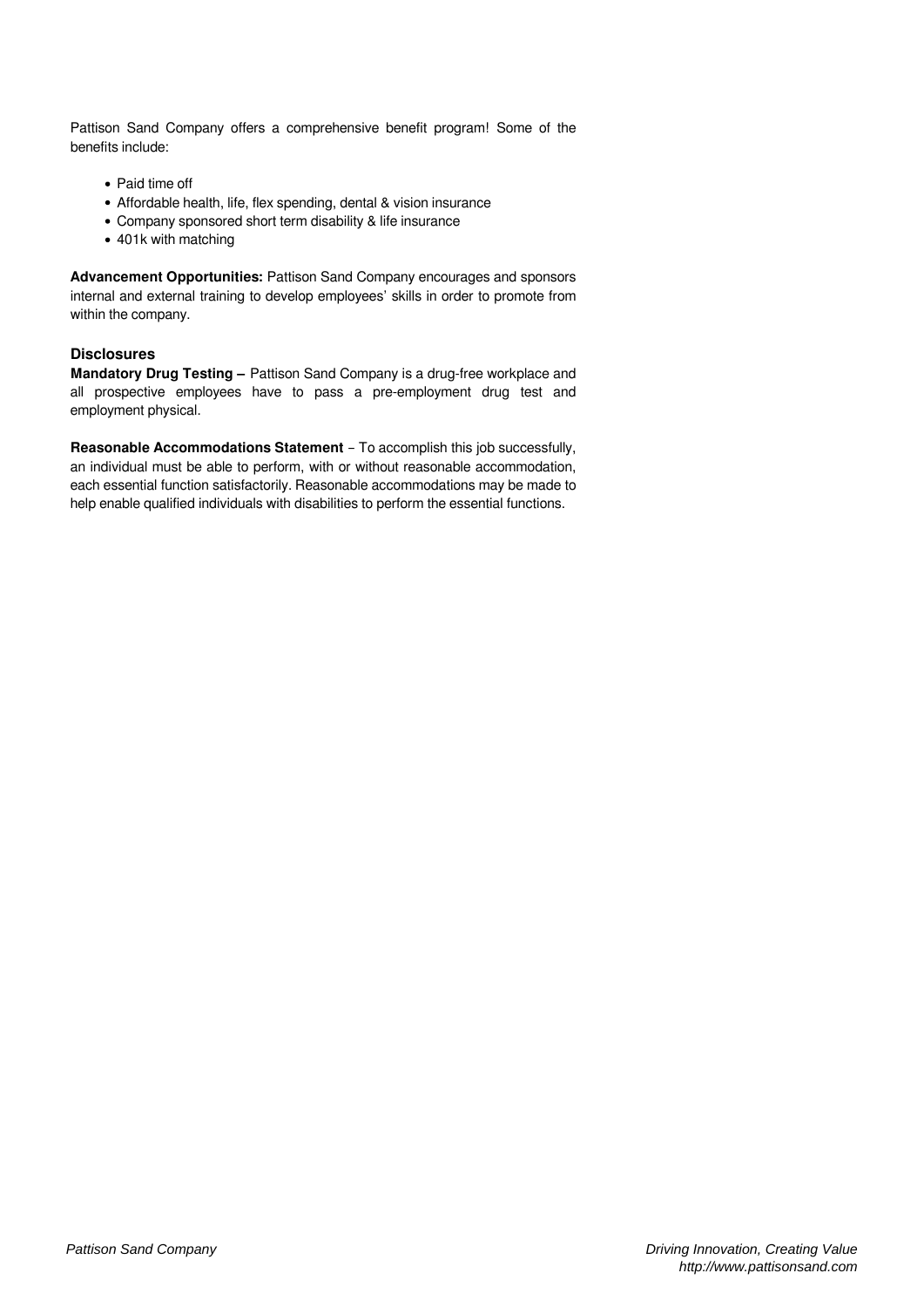Pattison Sand Company offers a comprehensive benefit program! Some of the benefits include:

- Paid time off
- Affordable health, life, flex spending, dental & vision insurance
- Company sponsored short term disability & life insurance
- 401k with matching

**Advancement Opportunities:** Pattison Sand Company encourages and sponsors internal and external training to develop employees' skills in order to promote from within the company.

### Disclosures

**Mandatory Drug Testing –** Pattison Sand Company is a drug-free workplace and all prospective employees have to pass a pre-employment drug test and employment physical.

**Reasonable Accommodations Statement** – To accomplish this job successfully, an individual must be able to perform, with or without reasonable accommodation, each essential function satisfactorily. Reasonable accommodations may be made to help enable qualified individuals with disabilities to perform the essential functions.